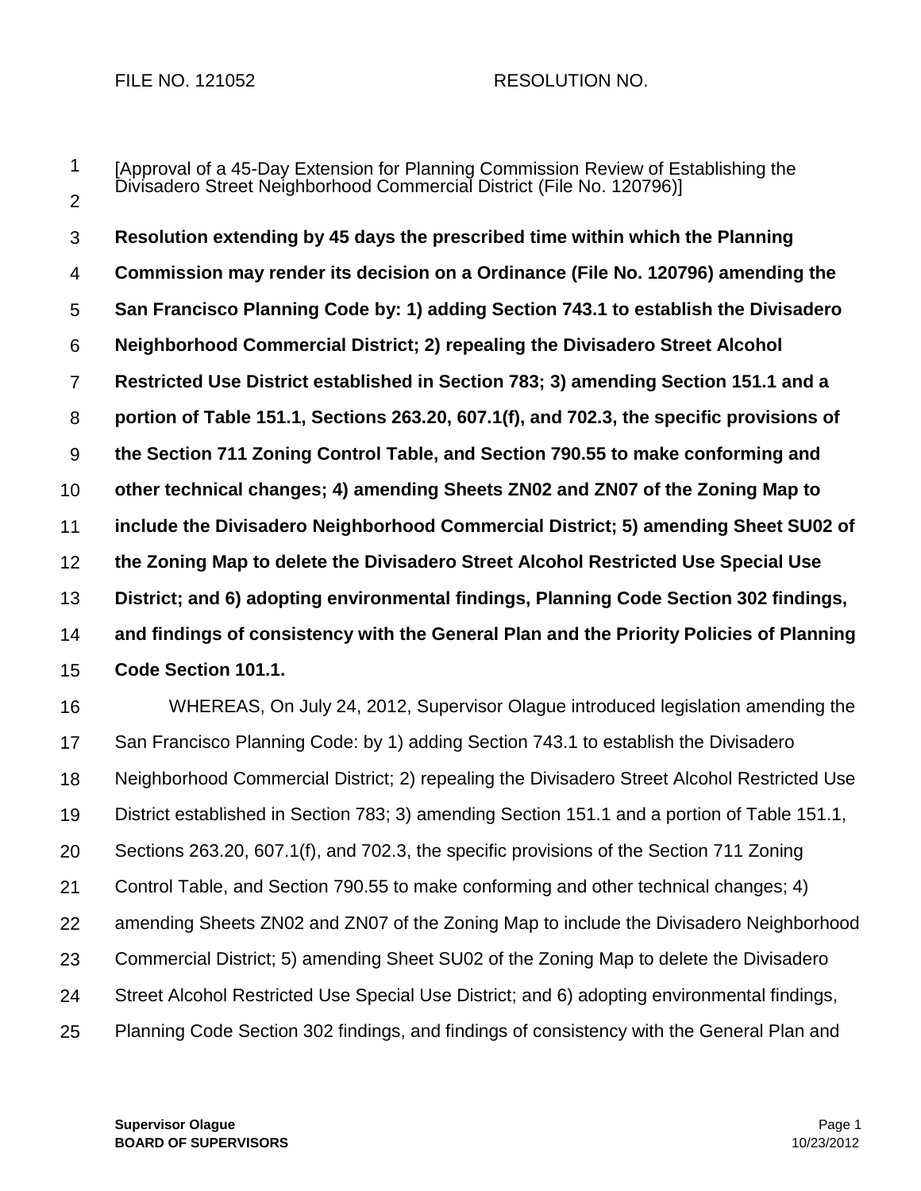FILE NO. 121052 RESOLUTION NO.

[Approval of a 45-Day Extension for Planning Commission Review of Establishing the Divisadero Street Neighborhood Commercial District (File No. 120796)]

**Resolution extending by 45 days the prescribed time within which the Planning Commission may render its decision on a Ordinance (File No. 120796) amending the San Francisco Planning Code by: 1) adding Section 743.1 to establish the Divisadero Neighborhood Commercial District; 2) repealing the Divisadero Street Alcohol Restricted Use District established in Section 783; 3) amending Section 151.1 and a portion of Table 151.1, Sections 263.20, 607.1(f), and 702.3, the specific provisions of the Section 711 Zoning Control Table, and Section 790.55 to make conforming and other technical changes; 4) amending Sheets ZN02 and ZN07 of the Zoning Map to include the Divisadero Neighborhood Commercial District; 5) amending Sheet SU02 of the Zoning Map to delete the Divisadero Street Alcohol Restricted Use Special Use District; and 6) adopting environmental findings, Planning Code Section 302 findings, and findings of consistency with the General Plan and the Priority Policies of Planning Code Section 101.1.**

WHEREAS, On July 24, 2012, Supervisor Olague introduced legislation amending the San Francisco Planning Code: by 1) adding Section 743.1 to establish the Divisadero Neighborhood Commercial District; 2) repealing the Divisadero Street Alcohol Restricted Use District established in Section 783; 3) amending Section 151.1 and a portion of Table 151.1, Sections 263.20, 607.1(f), and 702.3, the specific provisions of the Section 711 Zoning Control Table, and Section 790.55 to make conforming and other technical changes; 4) amending Sheets ZN02 and ZN07 of the Zoning Map to include the Divisadero Neighborhood Commercial District; 5) amending Sheet SU02 of the Zoning Map to delete the Divisadero Street Alcohol Restricted Use Special Use District; and 6) adopting environmental findings, Planning Code Section 302 findings, and findings of consistency with the General Plan and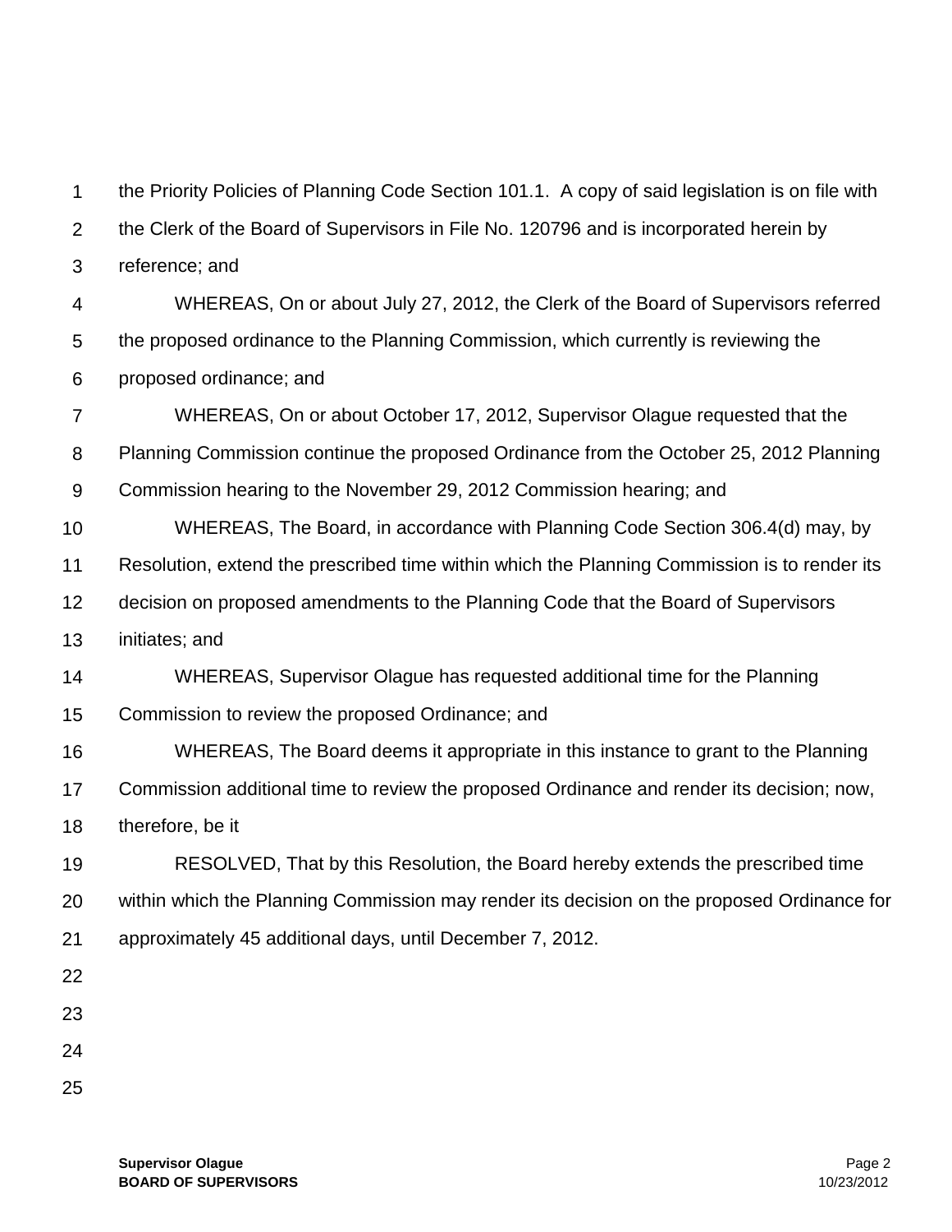the Priority Policies of Planning Code Section 101.1. A copy of said legislation is on file with the Clerk of the Board of Supervisors in File No. 120796 and is incorporated herein by reference; and

WHEREAS, On or about July 27, 2012, the Clerk of the Board of Supervisors referred the proposed ordinance to the Planning Commission, which currently is reviewing the proposed ordinance; and

WHEREAS, On or about October 17, 2012, Supervisor Olague requested that the Planning Commission continue the proposed Ordinance from the October 25, 2012 Planning Commission hearing to the November 29, 2012 Commission hearing; and

WHEREAS, The Board, in accordance with Planning Code Section 306.4(d) may, by Resolution, extend the prescribed time within which the Planning Commission is to render its decision on proposed amendments to the Planning Code that the Board of Supervisors initiates; and

WHEREAS, Supervisor Olague has requested additional time for the Planning Commission to review the proposed Ordinance; and

WHEREAS, The Board deems it appropriate in this instance to grant to the Planning Commission additional time to review the proposed Ordinance and render its decision; now, therefore, be it

RESOLVED, That by this Resolution, the Board hereby extends the prescribed time within which the Planning Commission may render its decision on the proposed Ordinance for approximately 45 additional days, until December 7, 2012.